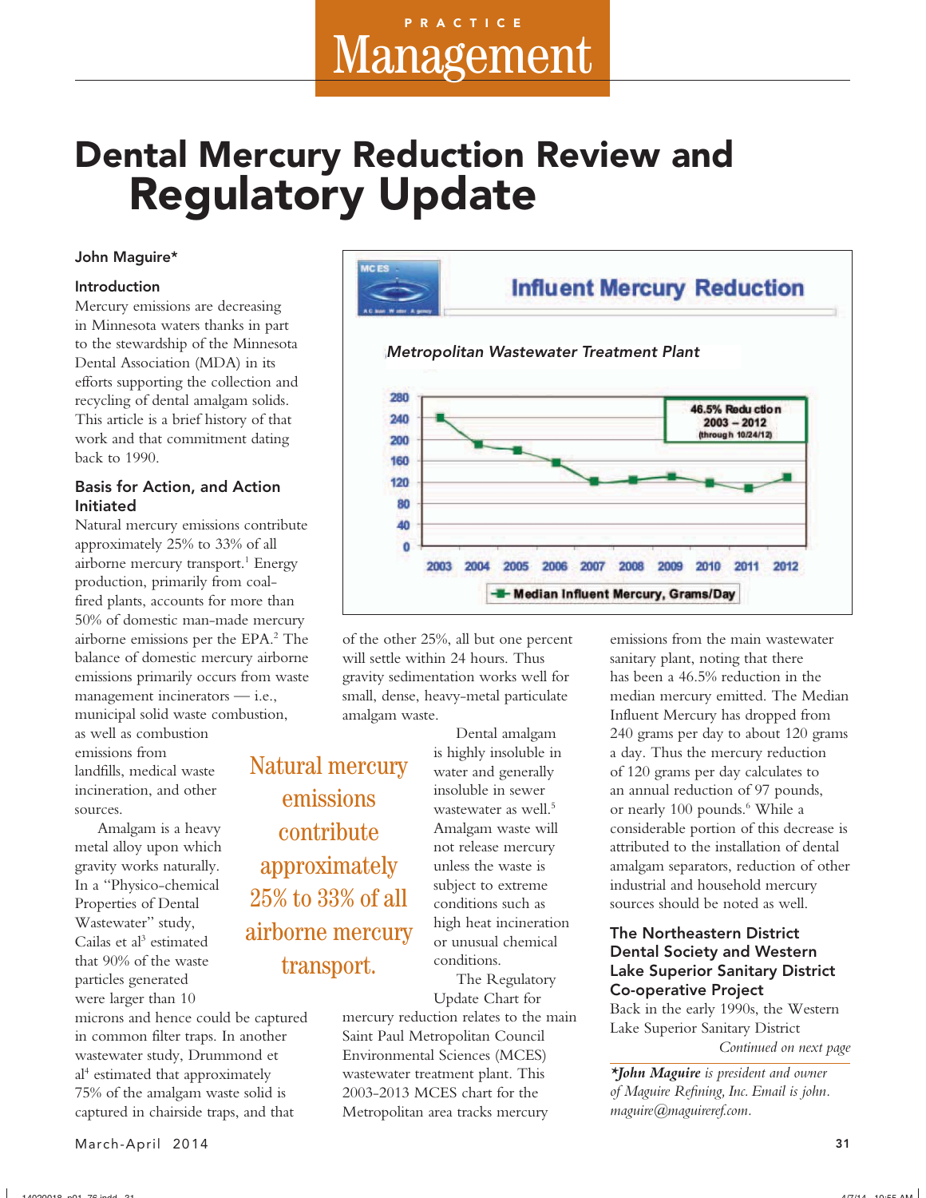PRACTICE **Management**

# Dental Mercury Reduction Review and Regulatory Update

**John Maguire***

## Introduction

Mercury emissions are decreasing in Minnesota waters thanks in part to the stewardship of the Minnesota Dental Association (MDA) in its efforts supporting the collection and recycling of dental amalgam solids. This article is a brief history of that work and that commitment dating back to 1990.

## Basis for Action, and Action Initiated

Natural mercury emissions contribute approximately 25% to 33% of all airborne mercury transport.[1] Energy production, primarily from coal-fired plants, accounts for more than 50% of domestic man-made mercury airborne emissions per the EPA.[2] The balance of domestic mercury airborne emissions primarily occurs from waste management incinerators — i.e., municipal solid waste combustion, as well as combustion emissions from landfills, medical waste incineration, and other sources.

Amalgam is a heavy metal alloy upon which gravity works naturally. In a "Physico-chemical Properties of Dental Wastewater" study, Cailas et al[3] estimated that 90% of the waste particles generated were larger than 10 microns and hence could be captured in common filter traps. In another wastewater study, Drummond et al[4] estimated that approximately 75% of the amalgam waste solid is captured in chairside traps, and that of the other 25%, all but one percent will settle within 24 hours. Thus gravity sedimentation works well for small, dense, heavy-metal particulate amalgam waste.

> Natural mercury emissions contribute approximately 25% to 33% of all airborne mercury transport.

Dental amalgam is highly insoluble in water and generally insoluble in sewer wastewater as well.[5] Amalgam waste will not release mercury unless the waste is subject to extreme conditions such as high heat incineration or unusual chemical conditions.

**Influent Mercury Reduction**

*Metropolitan Wastewater Treatment Plant*

46.5% Reduction 2003 – 2012 (through 10/24/12)

| Year | 2003 | 2004 | 2005 | 2006 | 2007 | 2008 | 2009 | 2010 | 2011 | 2012 |
|---|---|---|---|---|---|---|---|---|---|---|
| Median Influent Mercury, Grams/Day | ~240 | ~190 | ~180 | ~155 | ~120 | ~125 | ~130 | ~120 | ~110 | ~130 |

The Regulatory Update Chart for mercury reduction relates to the main Saint Paul Metropolitan Council Environmental Sciences (MCES) wastewater treatment plant. This 2003-2013 MCES chart for the Metropolitan area tracks mercury emissions from the main wastewater sanitary plant, noting that there has been a 46.5% reduction in the median mercury emitted. The Median Influent Mercury has dropped from 240 grams per day to about 120 grams a day. Thus the mercury reduction of 120 grams per day calculates to an annual reduction of 97 pounds, or nearly 100 pounds.[6] While a considerable portion of this decrease is attributed to the installation of dental amalgam separators, reduction of other industrial and household mercury sources should be noted as well.

## The Northeastern District Dental Society and Western Lake Superior Sanitary District Co-operative Project

Back in the early 1990s, the Western Lake Superior Sanitary District

*Continued on next page*

***John Maguire** is president and owner of Maguire Refining, Inc. Email is john.maguire@maguireref.com.*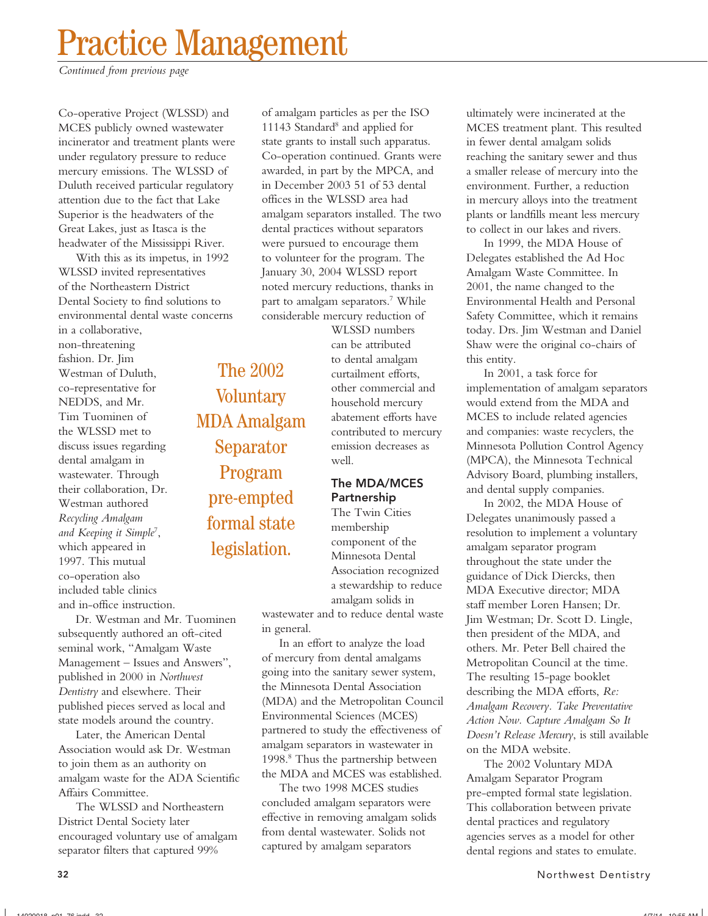# Practice Management

*Continued from previous page*

Co-operative Project (WLSSD) and MCES publicly owned wastewater incinerator and treatment plants were under regulatory pressure to reduce mercury emissions. The WLSSD of Duluth received particular regulatory attention due to the fact that Lake Superior is the headwaters of the Great Lakes, just as Itasca is the headwater of the Mississippi River.

With this as its impetus, in 1992 WLSSD invited representatives of the Northeastern District Dental Society to find solutions to environmental dental waste concerns in a collaborative, non-threatening fashion. Dr. Jim Westman of Duluth, co-representative for NEDDS, and Mr. Tim Tuominen of the WLSSD met to discuss issues regarding dental amalgam in wastewater. Through their collaboration, Dr. Westman authored *Recycling Amalgam and Keeping it Simple*[7], which appeared in 1997. This mutual co-operation also included table clinics and in-office instruction.

Dr. Westman and Mr. Tuominen subsequently authored an oft-cited seminal work, "Amalgam Waste Management – Issues and Answers", published in 2000 in *Northwest Dentistry* and elsewhere. Their published pieces served as local and state models around the country.

Later, the American Dental Association would ask Dr. Westman to join them as an authority on amalgam waste for the ADA Scientific Affairs Committee.

The WLSSD and Northeastern District Dental Society later encouraged voluntary use of amalgam separator filters that captured 99% of amalgam particles as per the ISO 11143 Standard[8] and applied for state grants to install such apparatus. Co-operation continued. Grants were awarded, in part by the MPCA, and in December 2003 51 of 53 dental offices in the WLSSD area had amalgam separators installed. The two dental practices without separators were pursued to encourage them to volunteer for the program. The January 30, 2004 WLSSD report noted mercury reductions, thanks in part to amalgam separators.[7] While considerable mercury reduction of WLSSD numbers can be attributed to dental amalgam curtailment efforts, other commercial and household mercury abatement efforts have contributed to mercury emission decreases as well.

> The 2002 Voluntary MDA Amalgam Separator Program pre-empted formal state legislation.

## The MDA/MCES Partnership

The Twin Cities membership component of the Minnesota Dental Association recognized a stewardship to reduce amalgam solids in wastewater and to reduce dental waste in general.

In an effort to analyze the load of mercury from dental amalgams going into the sanitary sewer system, the Minnesota Dental Association (MDA) and the Metropolitan Council Environmental Sciences (MCES) partnered to study the effectiveness of amalgam separators in wastewater in 1998.[8] Thus the partnership between the MDA and MCES was established.

The two 1998 MCES studies concluded amalgam separators were effective in removing amalgam solids from dental wastewater. Solids not captured by amalgam separators ultimately were incinerated at the MCES treatment plant. This resulted in fewer dental amalgam solids reaching the sanitary sewer and thus a smaller release of mercury into the environment. Further, a reduction in mercury alloys into the treatment plants or landfills meant less mercury to collect in our lakes and rivers.

In 1999, the MDA House of Delegates established the Ad Hoc Amalgam Waste Committee. In 2001, the name changed to the Environmental Health and Personal Safety Committee, which it remains today. Drs. Jim Westman and Daniel Shaw were the original co-chairs of this entity.

In 2001, a task force for implementation of amalgam separators would extend from the MDA and MCES to include related agencies and companies: waste recyclers, the Minnesota Pollution Control Agency (MPCA), the Minnesota Technical Advisory Board, plumbing installers, and dental supply companies.

In 2002, the MDA House of Delegates unanimously passed a resolution to implement a voluntary amalgam separator program throughout the state under the guidance of Dick Diercks, then MDA Executive director; MDA staff member Loren Hansen; Dr. Jim Westman; Dr. Scott D. Lingle, then president of the MDA, and others. Mr. Peter Bell chaired the Metropolitan Council at the time. The resulting 15-page booklet describing the MDA efforts, *Re: Amalgam Recovery. Take Preventative Action Now. Capture Amalgam So It Doesn't Release Mercury*, is still available on the MDA website.

The 2002 Voluntary MDA Amalgam Separator Program pre-empted formal state legislation. This collaboration between private dental practices and regulatory agencies serves as a model for other dental regions and states to emulate.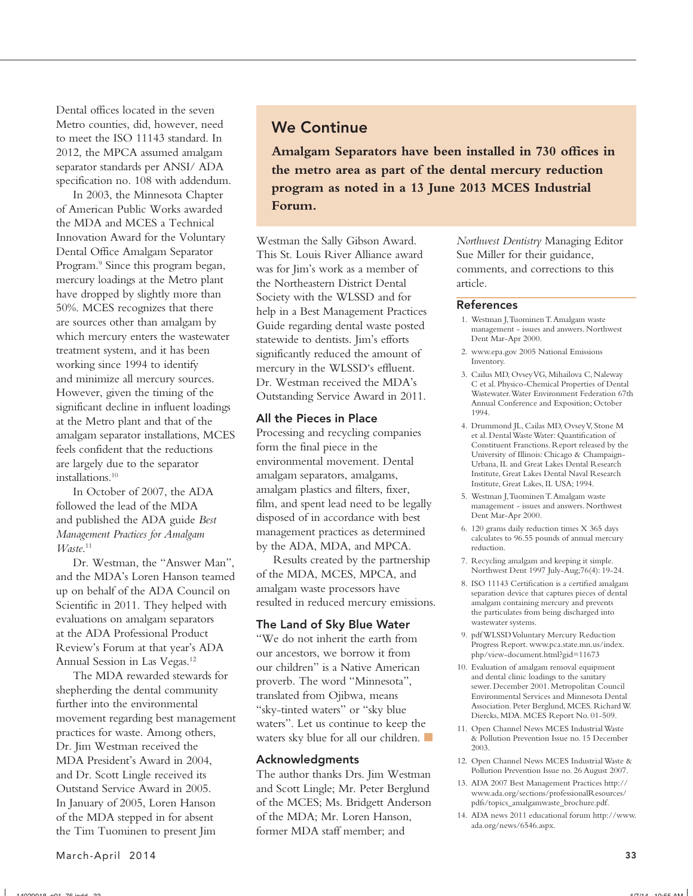Dental offices located in the seven Metro counties, did, however, need to meet the ISO 11143 standard. In 2012, the MPCA assumed amalgam separator standards per ANSI/ ADA specification no. 108 with addendum.

In 2003, the Minnesota Chapter of American Public Works awarded the MDA and MCES a Technical Innovation Award for the Voluntary Dental Office Amalgam Separator Program.[9] Since this program began, mercury loadings at the Metro plant have dropped by slightly more than 50%. MCES recognizes that there are sources other than amalgam by which mercury enters the wastewater treatment system, and it has been working since 1994 to identify and minimize all mercury sources. However, given the timing of the significant decline in influent loadings at the Metro plant and that of the amalgam separator installations, MCES feels confident that the reductions are largely due to the separator installations.[10]

In October of 2007, the ADA followed the lead of the MDA and published the ADA guide *Best Management Practices for Amalgam Waste*.[11]

Dr. Westman, the "Answer Man", and the MDA's Loren Hanson teamed up on behalf of the ADA Council on Scientific in 2011. They helped with evaluations on amalgam separators at the ADA Professional Product Review's Forum at that year's ADA Annual Session in Las Vegas.[12]

The MDA rewarded stewards for shepherding the dental community further into the environmental movement regarding best management practices for waste. Among others, Dr. Jim Westman received the MDA President's Award in 2004, and Dr. Scott Lingle received its Outstanding Service Award in 2005. In January of 2005, Loren Hanson of the MDA stepped in for absent the Tim Tuominen to present Jim Westman the Sally Gibson Award. This St. Louis River Alliance award was for Jim's work as a member of the Northeastern District Dental Society with the WLSSD and for help in a Best Management Practices Guide regarding dental waste posted statewide to dentists. Jim's efforts significantly reduced the amount of mercury in the WLSSD's effluent. Dr. Westman received the MDA's Outstanding Service Award in 2011.

## We Continue

**Amalgam Separators have been installed in 730 offices in the metro area as part of the dental mercury reduction program as noted in a 13 June 2013 MCES Industrial Forum.**

## All the Pieces in Place

Processing and recycling companies form the final piece in the environmental movement. Dental amalgam separators, amalgams, amalgam plastics and filters, fixer, film, and spent lead need to be legally disposed of in accordance with best management practices as determined by the ADA, MDA, and MPCA.

Results created by the partnership of the MDA, MCES, MPCA, and amalgam waste processors have resulted in reduced mercury emissions.

## The Land of Sky Blue Water

"We do not inherit the earth from our ancestors, we borrow it from our children" is a Native American proverb. The word "Minnesota", translated from Ojibwa, means "sky-tinted waters" or "sky blue waters". Let us continue to keep the waters sky blue for all our children. ■

## Acknowledgments

The author thanks Drs. Jim Westman and Scott Lingle; Mr. Peter Berglund of the MCES; Ms. Bridgett Anderson of the MDA; Mr. Loren Hanson, former MDA staff member; and *Northwest Dentistry* Managing Editor Sue Miller for their guidance, comments, and corrections to this article.

## References

1. Westman J, Tuominen T. Amalgam waste management - issues and answers. Northwest Dent Mar-Apr 2000.
2. www.epa.gov 2005 National Emissions Inventory.
3. Cailus MD, Ovsey VG, Mihailova C, Naleway C et al. Physico-Chemical Properties of Dental Wastewater. Water Environment Federation 67th Annual Conference and Exposition; October 1994.
4. Drummond JL, Cailas MD, Ovsey V, Stone M et al. Dental Waste Water: Quantification of Constituent Franctions. Report released by the University of Illinois: Chicago & Champaign-Urbana, IL and Great Lakes Dental Research Institute, Great Lakes Dental Naval Research Institute, Great Lakes, IL USA; 1994.
5. Westman J, Tuominen T. Amalgam waste management - issues and answers. Northwest Dent Mar-Apr 2000.
6. 120 grams daily reduction times X 365 days calculates to 96.55 pounds of annual mercury reduction.
7. Recycling amalgam and keeping it simple. Northwest Dent 1997 July-Aug;76(4): 19-24.
8. ISO 11143 Certification is a certified amalgam separation device that captures pieces of dental amalgam containing mercury and prevents the particulates from being discharged into wastewater systems.
9. pdf WLSSD Voluntary Mercury Reduction Progress Report. www.pca.state.mn.us/index.php/view-document.html?gid=11673
10. Evaluation of amalgam removal equipment and dental clinic loadings to the sanitary sewer. December 2001. Metropolitan Council Environmental Services and Minnesota Dental Association. Peter Berglund, MCES. Richard W. Diercks, MDA. MCES Report No. 01-509.
11. Open Channel News MCES Industrial Waste & Pollution Prevention Issue no. 15 December 2003.
12. Open Channel News MCES Industrial Waste & Pollution Prevention Issue no. 26 August 2007.
13. ADA 2007 Best Management Practices http://www.ada.org/sections/professionalResources/pdfs/topics_amalgamwaste_brochure.pdf.
14. ADA news 2011 educational forum http://www.ada.org/news/6546.aspx.